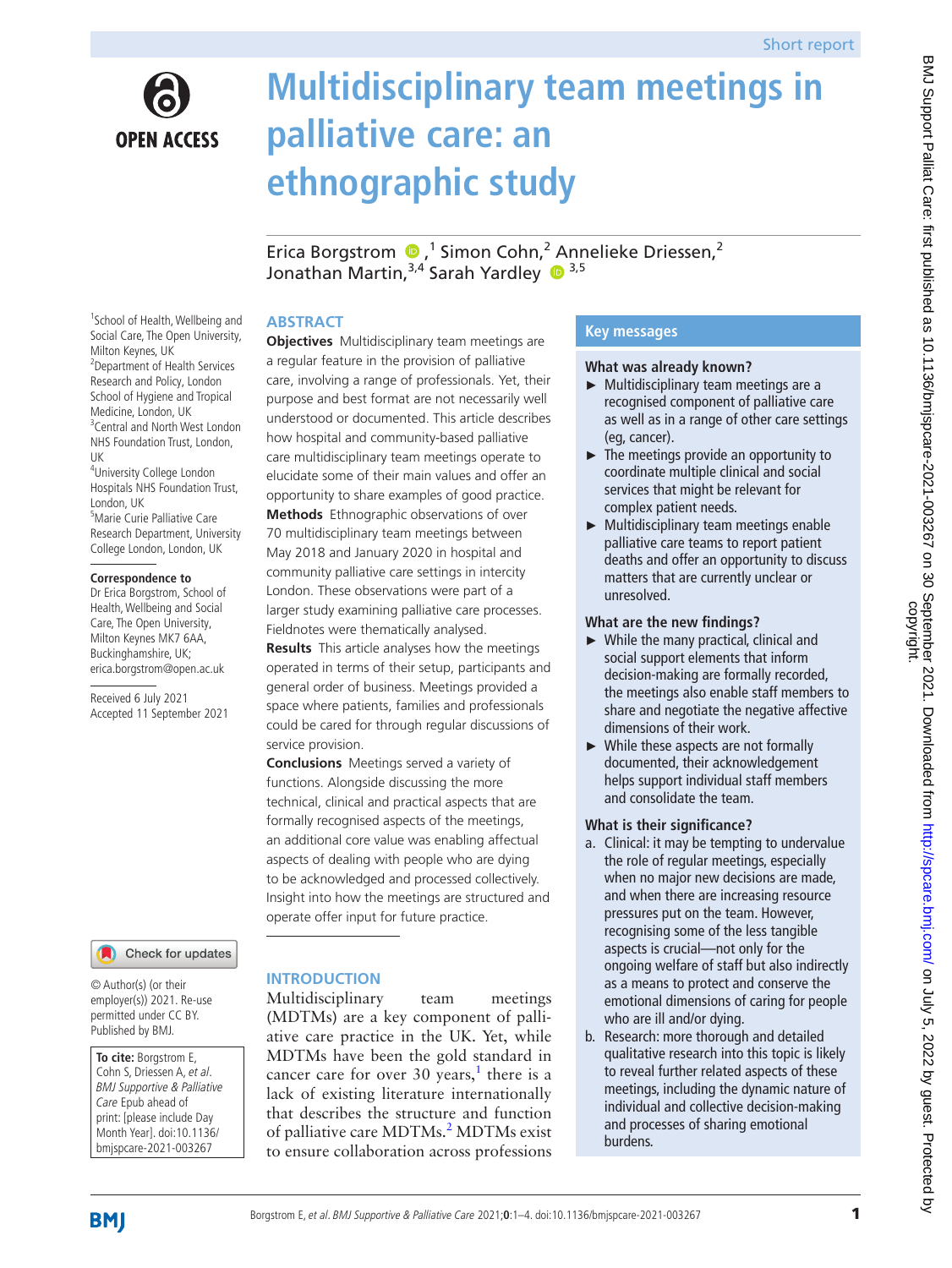Short report

# Multidisciplinary team meetings in palliative care: an ethnographic study

Erica Borgstrom[1], Simon Cohn[2], Annelieke Driessen[2], Jonathan Martin[3,4], Sarah Yardley[3,5]

[1]School of Health, Wellbeing and Social Care, The Open University, Milton Keynes, UK
[2]Department of Health Services Research and Policy, London School of Hygiene and Tropical Medicine, London, UK
[3]Central and North West London NHS Foundation Trust, London, UK
[4]University College London Hospitals NHS Foundation Trust, London, UK
[5]Marie Curie Palliative Care Research Department, University College London, London, UK

**Correspondence to**
Dr Erica Borgstrom, School of Health, Wellbeing and Social Care, The Open University, Milton Keynes MK7 6AA, Buckinghamshire, UK; erica.borgstrom@open.ac.uk

Received 6 July 2021
Accepted 11 September 2021

© Author(s) (or their employer(s)) 2021. Re-use permitted under CC BY. Published by BMJ.

**To cite:** Borgstrom E, Cohn S, Driessen A, *et al*. *BMJ Supportive & Palliative Care* Epub ahead of print: [please include Day Month Year]. doi:10.1136/bmjspcare-2021-003267

## ABSTRACT

**Objectives** Multidisciplinary team meetings are a regular feature in the provision of palliative care, involving a range of professionals. Yet, their purpose and best format are not necessarily well understood or documented. This article describes how hospital and community-based palliative care multidisciplinary team meetings operate to elucidate some of their main values and offer an opportunity to share examples of good practice.

**Methods** Ethnographic observations of over 70 multidisciplinary team meetings between May 2018 and January 2020 in hospital and community palliative care settings in intercity London. These observations were part of a larger study examining palliative care processes. Fieldnotes were thematically analysed.

**Results** This article analyses how the meetings operated in terms of their setup, participants and general order of business. Meetings provided a space where patients, families and professionals could be cared for through regular discussions of service provision.

**Conclusions** Meetings served a variety of functions. Alongside discussing the more technical, clinical and practical aspects that are formally recognised aspects of the meetings, an additional core value was enabling affectual aspects of dealing with people who are dying to be acknowledged and processed collectively. Insight into how the meetings are structured and operate offer input for future practice.

## Key messages

### What was already known?

- Multidisciplinary team meetings are a recognised component of palliative care as well as in a range of other care settings (eg, cancer).
- The meetings provide an opportunity to coordinate multiple clinical and social services that might be relevant for complex patient needs.
- Multidisciplinary team meetings enable palliative care teams to report patient deaths and offer an opportunity to discuss matters that are currently unclear or unresolved.

### What are the new findings?

- While the many practical, clinical and social support elements that inform decision-making are formally recorded, the meetings also enable staff members to share and negotiate the negative affective dimensions of their work.
- While these aspects are not formally documented, their acknowledgement helps support individual staff members and consolidate the team.

### What is their significance?

a. Clinical: it may be tempting to undervalue the role of regular meetings, especially when no major new decisions are made, and when there are increasing resource pressures put on the team. However, recognising some of the less tangible aspects is crucial—not only for the ongoing welfare of staff but also indirectly as a means to protect and conserve the emotional dimensions of caring for people who are ill and/or dying.
b. Research: more thorough and detailed qualitative research into this topic is likely to reveal further related aspects of these meetings, including the dynamic nature of individual and collective decision-making and processes of sharing emotional burdens.

## INTRODUCTION

Multidisciplinary team meetings (MDTMs) are a key component of palliative care practice in the UK. Yet, while MDTMs have been the gold standard in cancer care for over 30 years,[1] there is a lack of existing literature internationally that describes the structure and function of palliative care MDTMs.[2] MDTMs exist to ensure collaboration across professions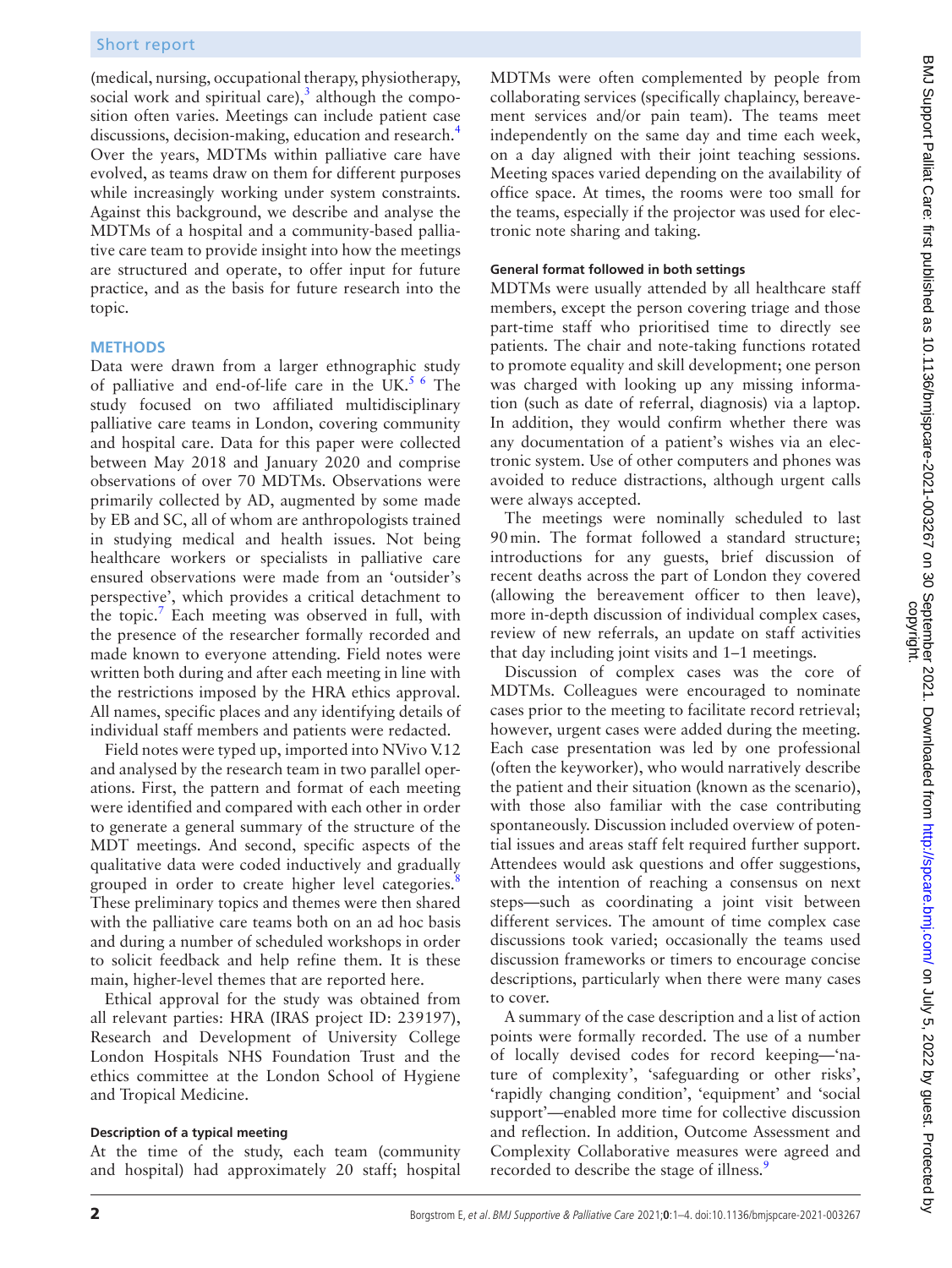(medical, nursing, occupational therapy, physiotherapy, social work and spiritual care),[3] although the composition often varies. Meetings can include patient case discussions, decision-making, education and research.[4] Over the years, MDTMs within palliative care have evolved, as teams draw on them for different purposes while increasingly working under system constraints. Against this background, we describe and analyse the MDTMs of a hospital and a community-based palliative care team to provide insight into how the meetings are structured and operate, to offer input for future practice, and as the basis for future research into the topic.

## METHODS

Data were drawn from a larger ethnographic study of palliative and end-of-life care in the UK.[5 6] The study focused on two affiliated multidisciplinary palliative care teams in London, covering community and hospital care. Data for this paper were collected between May 2018 and January 2020 and comprise observations of over 70 MDTMs. Observations were primarily collected by AD, augmented by some made by EB and SC, all of whom are anthropologists trained in studying medical and health issues. Not being healthcare workers or specialists in palliative care ensured observations were made from an 'outsider's perspective', which provides a critical detachment to the topic.[7] Each meeting was observed in full, with the presence of the researcher formally recorded and made known to everyone attending. Field notes were written both during and after each meeting in line with the restrictions imposed by the HRA ethics approval. All names, specific places and any identifying details of individual staff members and patients were redacted.

Field notes were typed up, imported into NVivo V.12 and analysed by the research team in two parallel operations. First, the pattern and format of each meeting were identified and compared with each other in order to generate a general summary of the structure of the MDT meetings. And second, specific aspects of the qualitative data were coded inductively and gradually grouped in order to create higher level categories.[8] These preliminary topics and themes were then shared with the palliative care teams both on an ad hoc basis and during a number of scheduled workshops in order to solicit feedback and help refine them. It is these main, higher-level themes that are reported here.

Ethical approval for the study was obtained from all relevant parties: HRA (IRAS project ID: 239197), Research and Development of University College London Hospitals NHS Foundation Trust and the ethics committee at the London School of Hygiene and Tropical Medicine.

### Description of a typical meeting

At the time of the study, each team (community and hospital) had approximately 20 staff; hospital MDTMs were often complemented by people from collaborating services (specifically chaplaincy, bereavement services and/or pain team). The teams meet independently on the same day and time each week, on a day aligned with their joint teaching sessions. Meeting spaces varied depending on the availability of office space. At times, the rooms were too small for the teams, especially if the projector was used for electronic note sharing and taking.

### General format followed in both settings

MDTMs were usually attended by all healthcare staff members, except the person covering triage and those part-time staff who prioritised time to directly see patients. The chair and note-taking functions rotated to promote equality and skill development; one person was charged with looking up any missing information (such as date of referral, diagnosis) via a laptop. In addition, they would confirm whether there was any documentation of a patient's wishes via an electronic system. Use of other computers and phones was avoided to reduce distractions, although urgent calls were always accepted.

The meetings were nominally scheduled to last 90 min. The format followed a standard structure; introductions for any guests, brief discussion of recent deaths across the part of London they covered (allowing the bereavement officer to then leave), more in-depth discussion of individual complex cases, review of new referrals, an update on staff activities that day including joint visits and 1–1 meetings.

Discussion of complex cases was the core of MDTMs. Colleagues were encouraged to nominate cases prior to the meeting to facilitate record retrieval; however, urgent cases were added during the meeting. Each case presentation was led by one professional (often the keyworker), who would narratively describe the patient and their situation (known as the scenario), with those also familiar with the case contributing spontaneously. Discussion included overview of potential issues and areas staff felt required further support. Attendees would ask questions and offer suggestions, with the intention of reaching a consensus on next steps—such as coordinating a joint visit between different services. The amount of time complex case discussions took varied; occasionally the teams used discussion frameworks or timers to encourage concise descriptions, particularly when there were many cases to cover.

A summary of the case description and a list of action points were formally recorded. The use of a number of locally devised codes for record keeping—'nature of complexity', 'safeguarding or other risks', 'rapidly changing condition', 'equipment' and 'social support'—enabled more time for collective discussion and reflection. In addition, Outcome Assessment and Complexity Collaborative measures were agreed and recorded to describe the stage of illness.[9]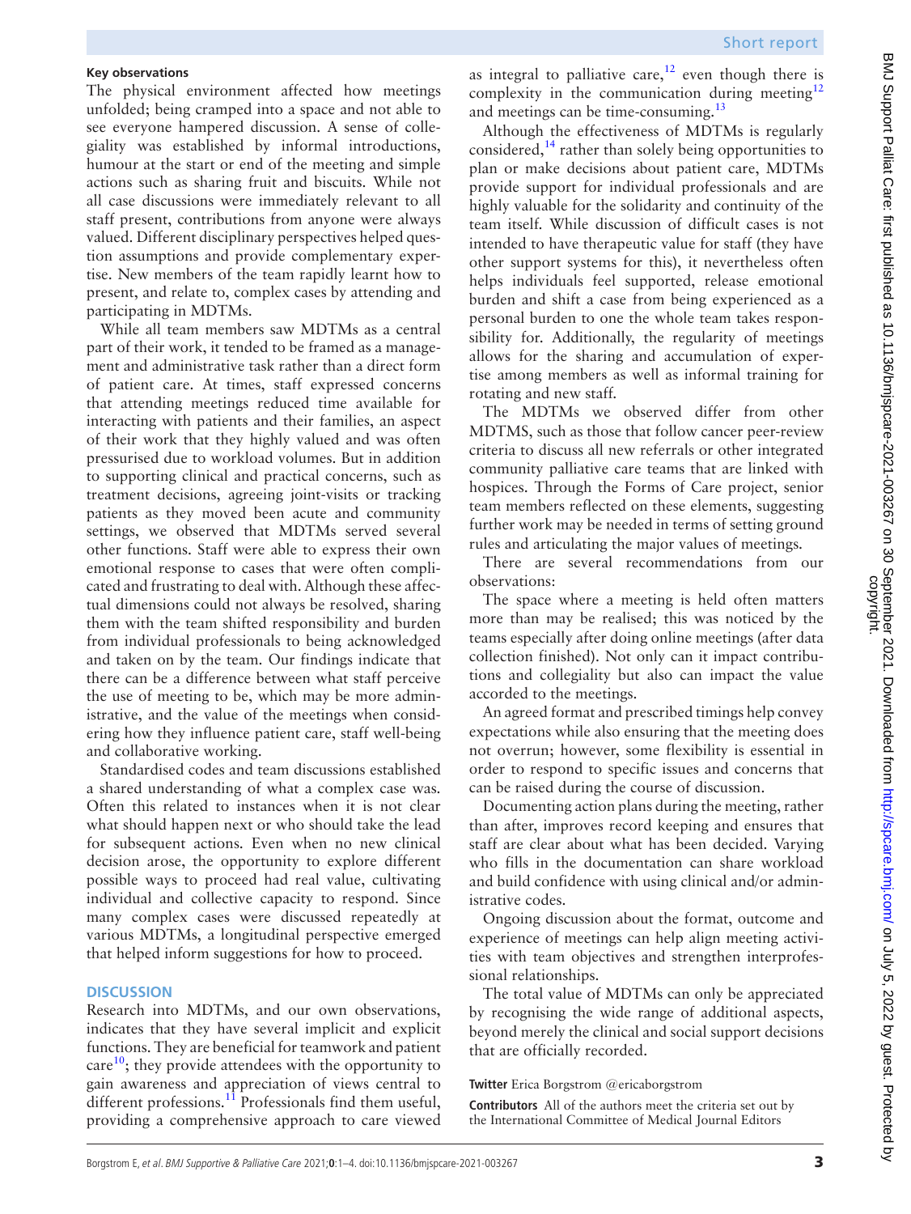**Key observations**

The physical environment affected how meetings unfolded; being cramped into a space and not able to see everyone hampered discussion. A sense of collegiality was established by informal introductions, humour at the start or end of the meeting and simple actions such as sharing fruit and biscuits. While not all case discussions were immediately relevant to all staff present, contributions from anyone were always valued. Different disciplinary perspectives helped question assumptions and provide complementary expertise. New members of the team rapidly learnt how to present, and relate to, complex cases by attending and participating in MDTMs.

While all team members saw MDTMs as a central part of their work, it tended to be framed as a management and administrative task rather than a direct form of patient care. At times, staff expressed concerns that attending meetings reduced time available for interacting with patients and their families, an aspect of their work that they highly valued and was often pressurised due to workload volumes. But in addition to supporting clinical and practical concerns, such as treatment decisions, agreeing joint-visits or tracking patients as they moved been acute and community settings, we observed that MDTMs served several other functions. Staff were able to express their own emotional response to cases that were often complicated and frustrating to deal with. Although these affectual dimensions could not always be resolved, sharing them with the team shifted responsibility and burden from individual professionals to being acknowledged and taken on by the team. Our findings indicate that there can be a difference between what staff perceive the use of meeting to be, which may be more administrative, and the value of the meetings when considering how they influence patient care, staff well-being and collaborative working.

Standardised codes and team discussions established a shared understanding of what a complex case was. Often this related to instances when it is not clear what should happen next or who should take the lead for subsequent actions. Even when no new clinical decision arose, the opportunity to explore different possible ways to proceed had real value, cultivating individual and collective capacity to respond. Since many complex cases were discussed repeatedly at various MDTMs, a longitudinal perspective emerged that helped inform suggestions for how to proceed.

## DISCUSSION

Research into MDTMs, and our own observations, indicates that they have several implicit and explicit functions. They are beneficial for teamwork and patient care[10]; they provide attendees with the opportunity to gain awareness and appreciation of views central to different professions.[11] Professionals find them useful, providing a comprehensive approach to care viewed as integral to palliative care,[12] even though there is complexity in the communication during meeting[12] and meetings can be time-consuming.[13]

Although the effectiveness of MDTMs is regularly considered,[14] rather than solely being opportunities to plan or make decisions about patient care, MDTMs provide support for individual professionals and are highly valuable for the solidarity and continuity of the team itself. While discussion of difficult cases is not intended to have therapeutic value for staff (they have other support systems for this), it nevertheless often helps individuals feel supported, release emotional burden and shift a case from being experienced as a personal burden to one the whole team takes responsibility for. Additionally, the regularity of meetings allows for the sharing and accumulation of expertise among members as well as informal training for rotating and new staff.

The MDTMs we observed differ from other MDTMS, such as those that follow cancer peer-review criteria to discuss all new referrals or other integrated community palliative care teams that are linked with hospices. Through the Forms of Care project, senior team members reflected on these elements, suggesting further work may be needed in terms of setting ground rules and articulating the major values of meetings.

There are several recommendations from our observations:

The space where a meeting is held often matters more than may be realised; this was noticed by the teams especially after doing online meetings (after data collection finished). Not only can it impact contributions and collegiality but also can impact the value accorded to the meetings.

An agreed format and prescribed timings help convey expectations while also ensuring that the meeting does not overrun; however, some flexibility is essential in order to respond to specific issues and concerns that can be raised during the course of discussion.

Documenting action plans during the meeting, rather than after, improves record keeping and ensures that staff are clear about what has been decided. Varying who fills in the documentation can share workload and build confidence with using clinical and/or administrative codes.

Ongoing discussion about the format, outcome and experience of meetings can help align meeting activities with team objectives and strengthen interprofessional relationships.

The total value of MDTMs can only be appreciated by recognising the wide range of additional aspects, beyond merely the clinical and social support decisions that are officially recorded.

**Twitter** Erica Borgstrom @ericaborgstrom

**Contributors** All of the authors meet the criteria set out by the International Committee of Medical Journal Editors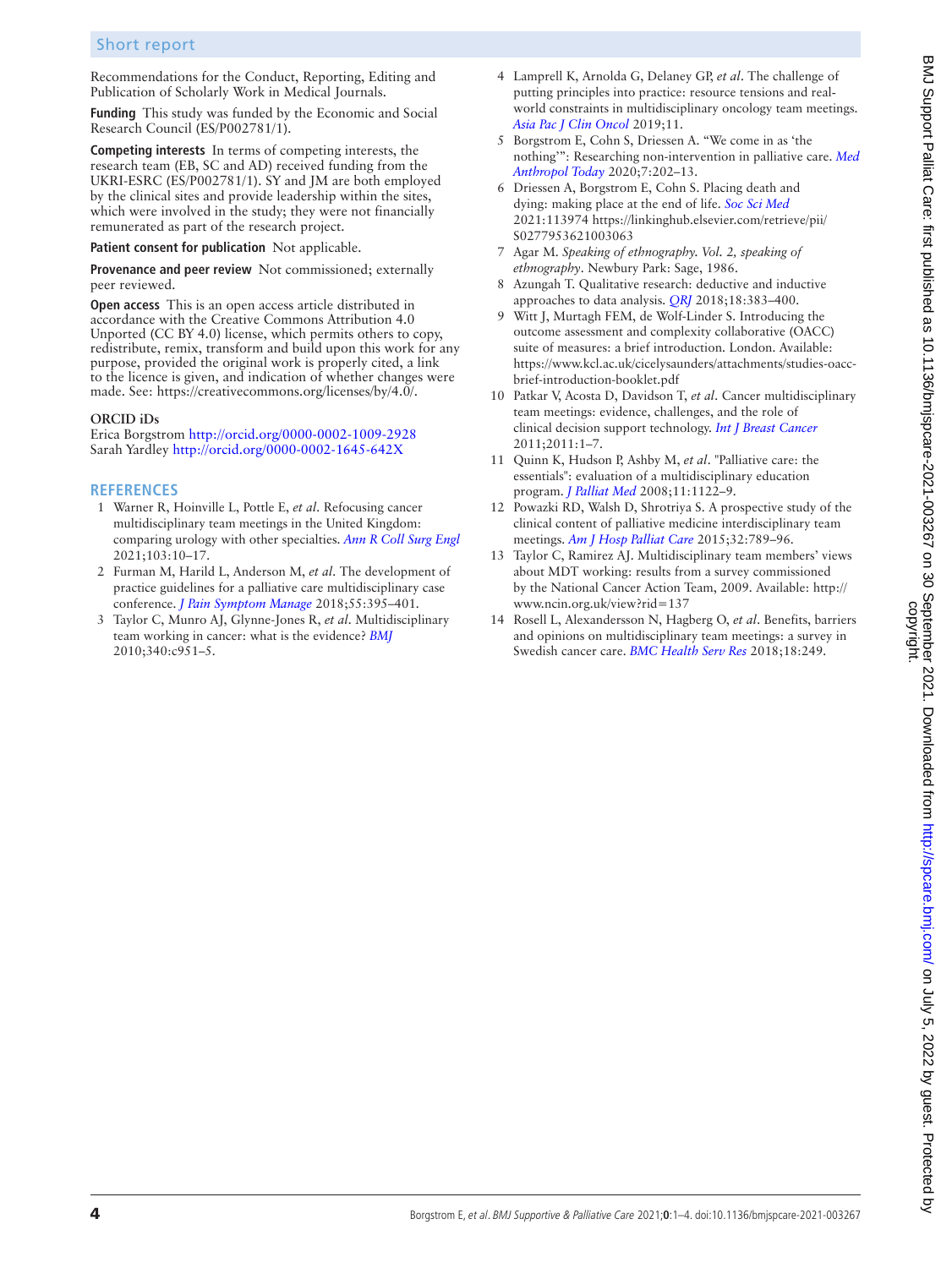Recommendations for the Conduct, Reporting, Editing and Publication of Scholarly Work in Medical Journals.

**Funding** This study was funded by the Economic and Social Research Council (ES/P002781/1).

**Competing interests** In terms of competing interests, the research team (EB, SC and AD) received funding from the UKRI-ESRC (ES/P002781/1). SY and JM are both employed by the clinical sites and provide leadership within the sites, which were involved in the study; they were not financially remunerated as part of the research project.

**Patient consent for publication** Not applicable.

**Provenance and peer review** Not commissioned; externally peer reviewed.

**Open access** This is an open access article distributed in accordance with the Creative Commons Attribution 4.0 Unported (CC BY 4.0) license, which permits others to copy, redistribute, remix, transform and build upon this work for any purpose, provided the original work is properly cited, a link to the licence is given, and indication of whether changes were made. See: https://creativecommons.org/licenses/by/4.0/.

**ORCID iDs**

Erica Borgstrom http://orcid.org/0000-0002-1009-2928
Sarah Yardley http://orcid.org/0000-0002-1645-642X

## REFERENCES

1. Warner R, Hoinville L, Pottle E, *et al*. Refocusing cancer multidisciplinary team meetings in the United Kingdom: comparing urology with other specialties. *Ann R Coll Surg Engl* 2021;103:10–17.
2. Furman M, Harild L, Anderson M, *et al*. The development of practice guidelines for a palliative care multidisciplinary case conference. *J Pain Symptom Manage* 2018;55:395–401.
3. Taylor C, Munro AJ, Glynne-Jones R, *et al*. Multidisciplinary team working in cancer: what is the evidence? *BMJ* 2010;340:c951–5.
4. Lamprell K, Arnolda G, Delaney GP, *et al*. The challenge of putting principles into practice: resource tensions and real-world constraints in multidisciplinary oncology team meetings. *Asia Pac J Clin Oncol* 2019;11.
5. Borgstrom E, Cohn S, Driessen A. "We come in as 'the nothing'": Researching non-intervention in palliative care. *Med Anthropol Today* 2020;7:202–13.
6. Driessen A, Borgstrom E, Cohn S. Placing death and dying: making place at the end of life. *Soc Sci Med* 2021:113974 https://linkinghub.elsevier.com/retrieve/pii/S0277953621003063
7. Agar M. *Speaking of ethnography. Vol. 2, speaking of ethnography*. Newbury Park: Sage, 1986.
8. Azungah T. Qualitative research: deductive and inductive approaches to data analysis. *QRJ* 2018;18:383–400.
9. Witt J, Murtagh FEM, de Wolf-Linder S. Introducing the outcome assessment and complexity collaborative (OACC) suite of measures: a brief introduction. London. Available: https://www.kcl.ac.uk/cicelysaunders/attachments/studies-oacc-brief-introduction-booklet.pdf
10. Patkar V, Acosta D, Davidson T, *et al*. Cancer multidisciplinary team meetings: evidence, challenges, and the role of clinical decision support technology. *Int J Breast Cancer* 2011;2011:1–7.
11. Quinn K, Hudson P, Ashby M, *et al*. "Palliative care: the essentials": evaluation of a multidisciplinary education program. *J Palliat Med* 2008;11:1122–9.
12. Powazki RD, Walsh D, Shrotriya S. A prospective study of the clinical content of palliative medicine interdisciplinary team meetings. *Am J Hosp Palliat Care* 2015;32:789–96.
13. Taylor C, Ramirez AJ. Multidisciplinary team members' views about MDT working: results from a survey commissioned by the National Cancer Action Team, 2009. Available: http://www.ncin.org.uk/view?rid=137
14. Rosell L, Alexandersson N, Hagberg O, *et al*. Benefits, barriers and opinions on multidisciplinary team meetings: a survey in Swedish cancer care. *BMC Health Serv Res* 2018;18:249.